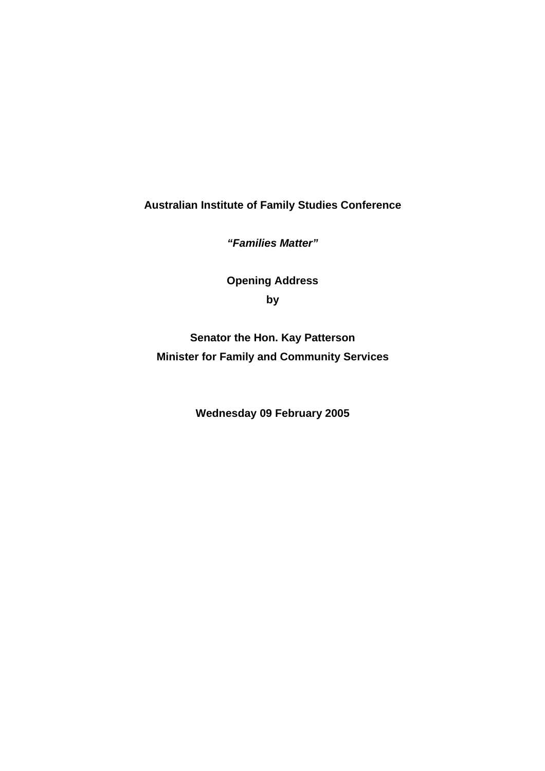**Australian Institute of Family Studies Conference**

***"Families Matter"***

**Opening Address**

**by**

**Senator the Hon. Kay Patterson**

**Minister for Family and Community Services**

**Wednesday 09 February 2005**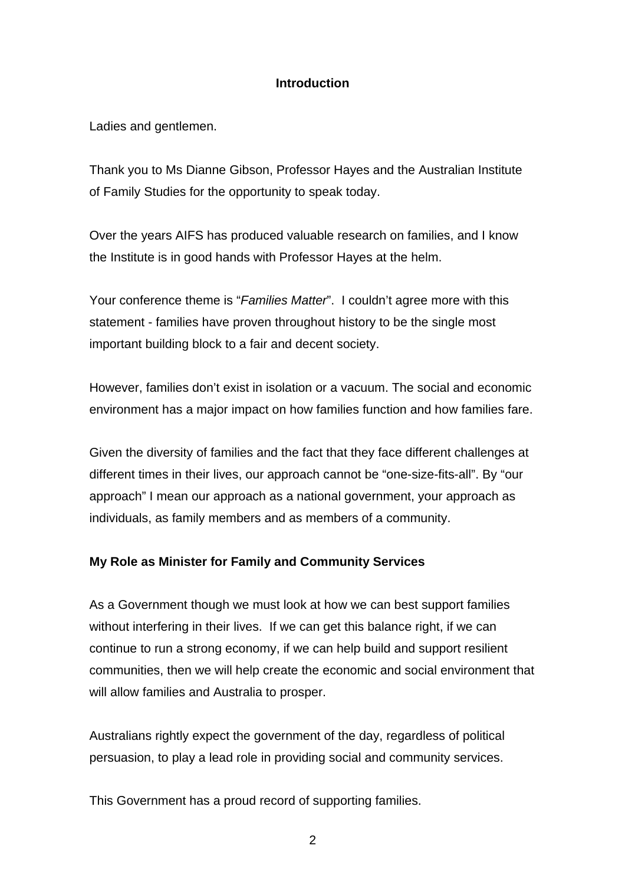## Introduction

Ladies and gentlemen.

Thank you to Ms Dianne Gibson, Professor Hayes and the Australian Institute of Family Studies for the opportunity to speak today.

Over the years AIFS has produced valuable research on families, and I know the Institute is in good hands with Professor Hayes at the helm.

Your conference theme is "*Families Matter*". I couldn't agree more with this statement - families have proven throughout history to be the single most important building block to a fair and decent society.

However, families don't exist in isolation or a vacuum. The social and economic environment has a major impact on how families function and how families fare.

Given the diversity of families and the fact that they face different challenges at different times in their lives, our approach cannot be "one-size-fits-all". By "our approach" I mean our approach as a national government, your approach as individuals, as family members and as members of a community.

## My Role as Minister for Family and Community Services

As a Government though we must look at how we can best support families without interfering in their lives. If we can get this balance right, if we can continue to run a strong economy, if we can help build and support resilient communities, then we will help create the economic and social environment that will allow families and Australia to prosper.

Australians rightly expect the government of the day, regardless of political persuasion, to play a lead role in providing social and community services.

This Government has a proud record of supporting families.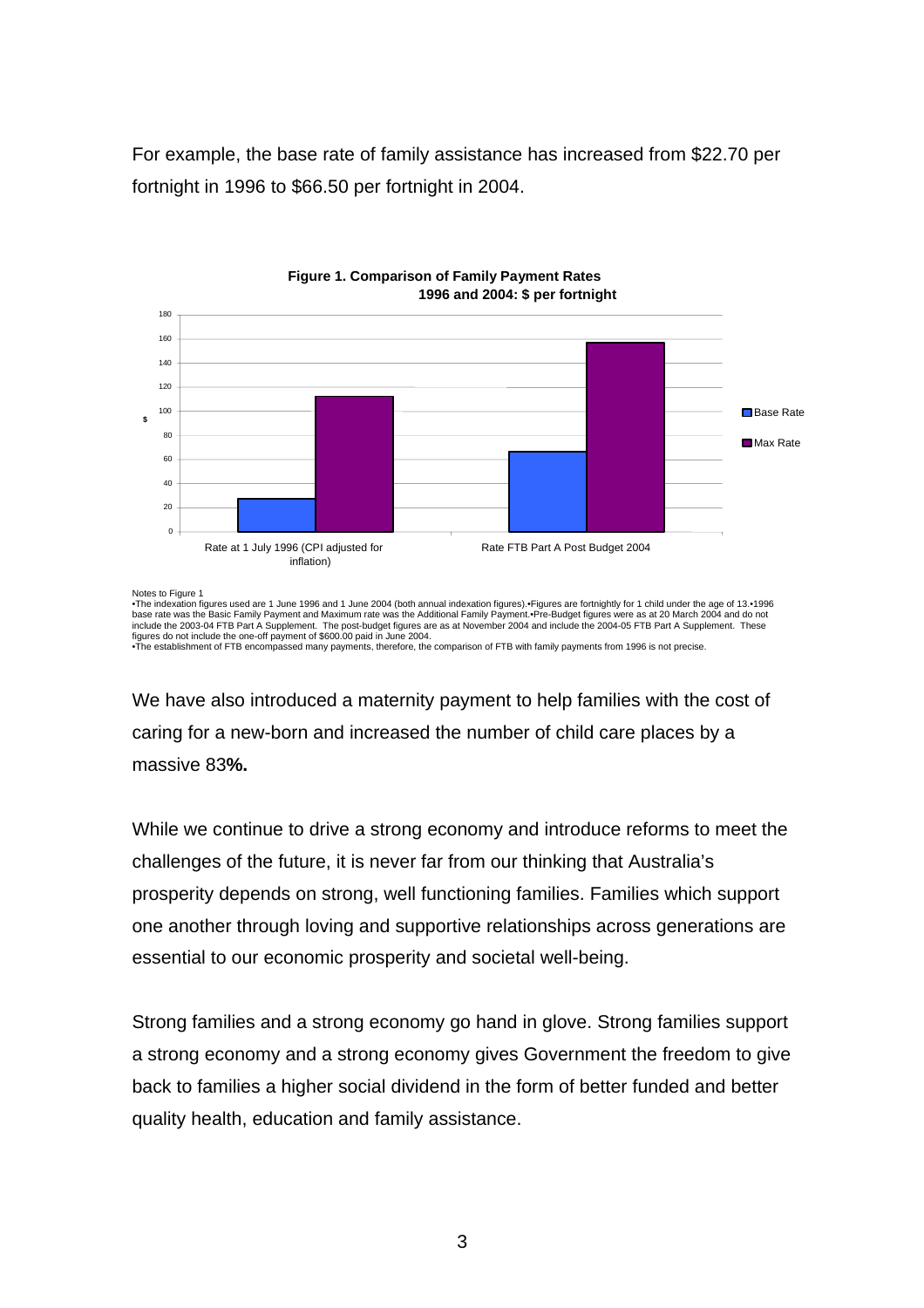For example, the base rate of family assistance has increased from $22.70 per fortnight in 1996 to $66.50 per fortnight in 2004.

**Figure 1. Comparison of Family Payment Rates 1996 and 2004: $ per fortnight**

Notes to Figure 1
•The indexation figures used are 1 June 1996 and 1 June 2004 (both annual indexation figures).•Figures are fortnightly for 1 child under the age of 13.•1996 base rate was the Basic Family Payment and Maximum rate was the Additional Family Payment.•Pre-Budget figures were as at 20 March 2004 and do not include the 2003-04 FTB Part A Supplement. The post-budget figures are as at November 2004 and include the 2004-05 FTB Part A Supplement. These figures do not include the one-off payment of $600.00 paid in June 2004.
•The establishment of FTB encompassed many payments, therefore, the comparison of FTB with family payments from 1996 is not precise.

We have also introduced a maternity payment to help families with the cost of caring for a new-born and increased the number of child care places by a massive 83**%.**

While we continue to drive a strong economy and introduce reforms to meet the challenges of the future, it is never far from our thinking that Australia's prosperity depends on strong, well functioning families. Families which support one another through loving and supportive relationships across generations are essential to our economic prosperity and societal well-being.

Strong families and a strong economy go hand in glove. Strong families support a strong economy and a strong economy gives Government the freedom to give back to families a higher social dividend in the form of better funded and better quality health, education and family assistance.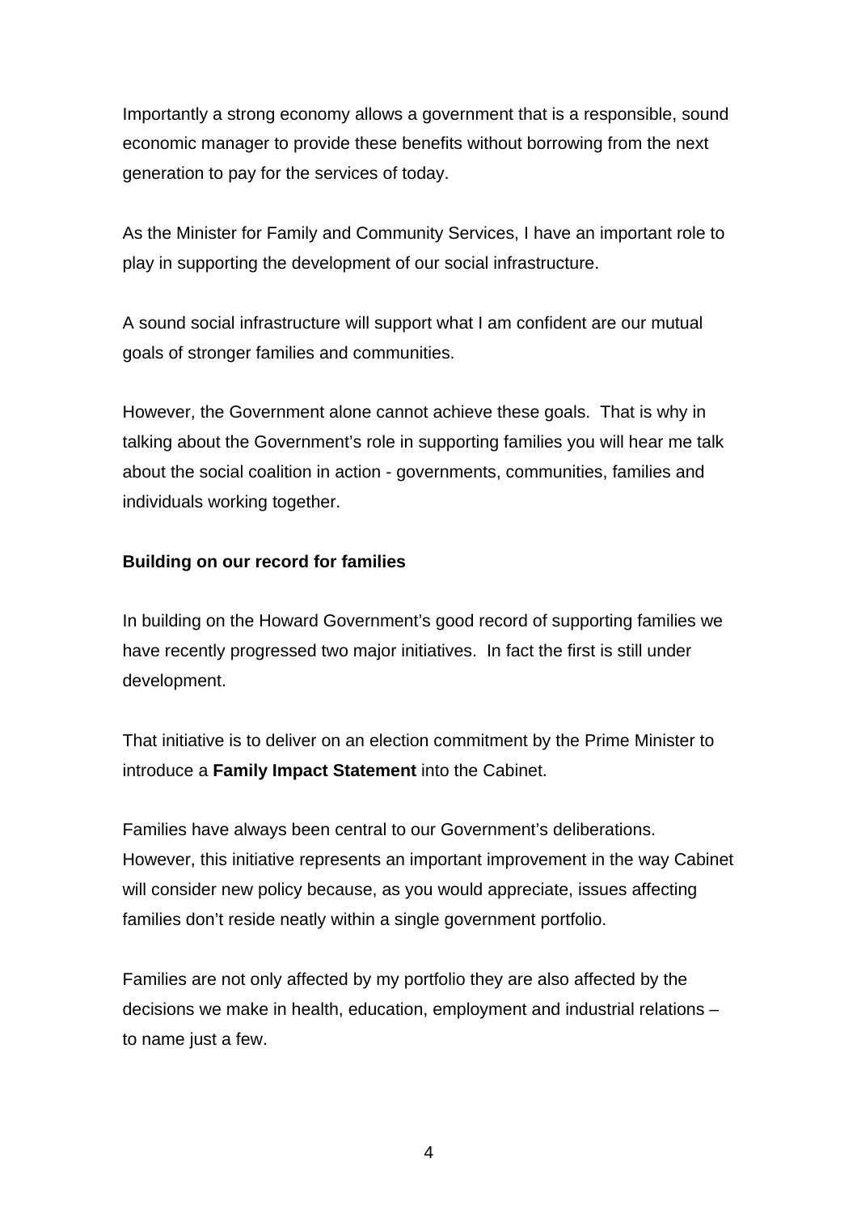Importantly a strong economy allows a government that is a responsible, sound economic manager to provide these benefits without borrowing from the next generation to pay for the services of today.

As the Minister for Family and Community Services, I have an important role to play in supporting the development of our social infrastructure.

A sound social infrastructure will support what I am confident are our mutual goals of stronger families and communities.

However, the Government alone cannot achieve these goals. That is why in talking about the Government's role in supporting families you will hear me talk about the social coalition in action - governments, communities, families and individuals working together.

**Building on our record for families**

In building on the Howard Government's good record of supporting families we have recently progressed two major initiatives. In fact the first is still under development.

That initiative is to deliver on an election commitment by the Prime Minister to introduce a **Family Impact Statement** into the Cabinet.

Families have always been central to our Government's deliberations. However, this initiative represents an important improvement in the way Cabinet will consider new policy because, as you would appreciate, issues affecting families don't reside neatly within a single government portfolio.

Families are not only affected by my portfolio they are also affected by the decisions we make in health, education, employment and industrial relations – to name just a few.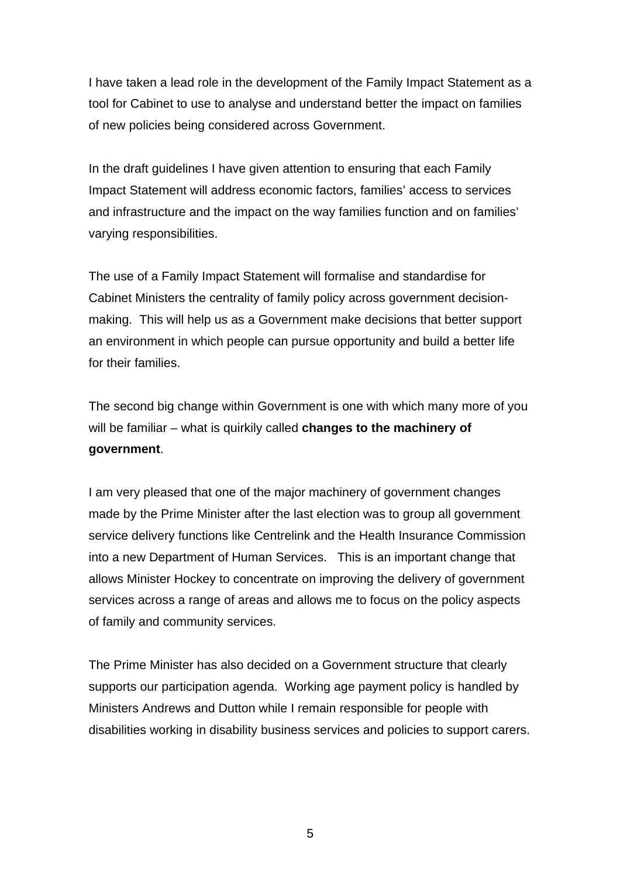I have taken a lead role in the development of the Family Impact Statement as a tool for Cabinet to use to analyse and understand better the impact on families of new policies being considered across Government.

In the draft guidelines I have given attention to ensuring that each Family Impact Statement will address economic factors, families' access to services and infrastructure and the impact on the way families function and on families' varying responsibilities.

The use of a Family Impact Statement will formalise and standardise for Cabinet Ministers the centrality of family policy across government decision-making. This will help us as a Government make decisions that better support an environment in which people can pursue opportunity and build a better life for their families.

The second big change within Government is one with which many more of you will be familiar – what is quirkily called **changes to the machinery of government**.

I am very pleased that one of the major machinery of government changes made by the Prime Minister after the last election was to group all government service delivery functions like Centrelink and the Health Insurance Commission into a new Department of Human Services. This is an important change that allows Minister Hockey to concentrate on improving the delivery of government services across a range of areas and allows me to focus on the policy aspects of family and community services.

The Prime Minister has also decided on a Government structure that clearly supports our participation agenda. Working age payment policy is handled by Ministers Andrews and Dutton while I remain responsible for people with disabilities working in disability business services and policies to support carers.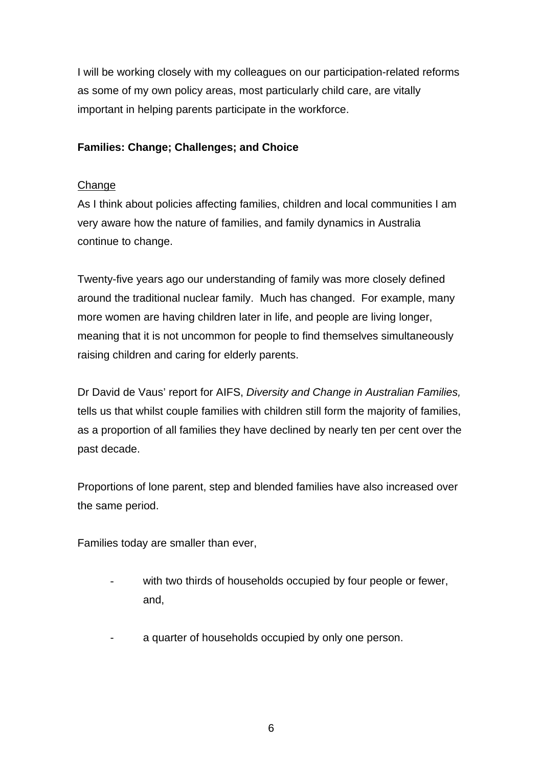I will be working closely with my colleagues on our participation-related reforms as some of my own policy areas, most particularly child care, are vitally important in helping parents participate in the workforce.

**Families: Change; Challenges; and Choice**

<u>Change</u>

As I think about policies affecting families, children and local communities I am very aware how the nature of families, and family dynamics in Australia continue to change.

Twenty-five years ago our understanding of family was more closely defined around the traditional nuclear family. Much has changed. For example, many more women are having children later in life, and people are living longer, meaning that it is not uncommon for people to find themselves simultaneously raising children and caring for elderly parents.

Dr David de Vaus' report for AIFS, *Diversity and Change in Australian Families,* tells us that whilst couple families with children still form the majority of families, as a proportion of all families they have declined by nearly ten per cent over the past decade.

Proportions of lone parent, step and blended families have also increased over the same period.

Families today are smaller than ever,

- with two thirds of households occupied by four people or fewer, and,
- a quarter of households occupied by only one person.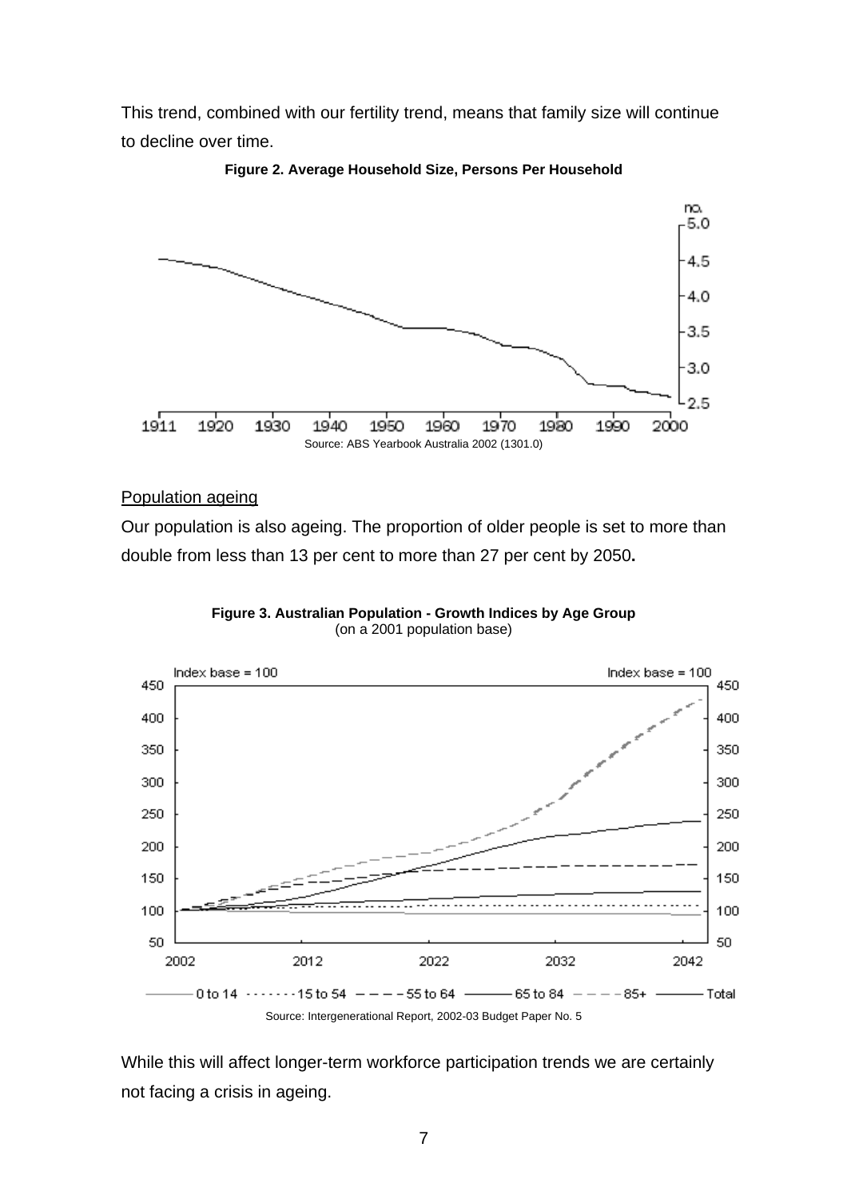This trend, combined with our fertility trend, means that family size will continue to decline over time.

**Figure 2. Average Household Size, Persons Per Household**

Source: ABS Yearbook Australia 2002 (1301.0)

<u>Population ageing</u>

Our population is also ageing. The proportion of older people is set to more than double from less than 13 per cent to more than 27 per cent by 2050**.**

**Figure 3. Australian Population - Growth Indices by Age Group**
(on a 2001 population base)

Source: Intergenerational Report, 2002-03 Budget Paper No. 5

While this will affect longer-term workforce participation trends we are certainly not facing a crisis in ageing.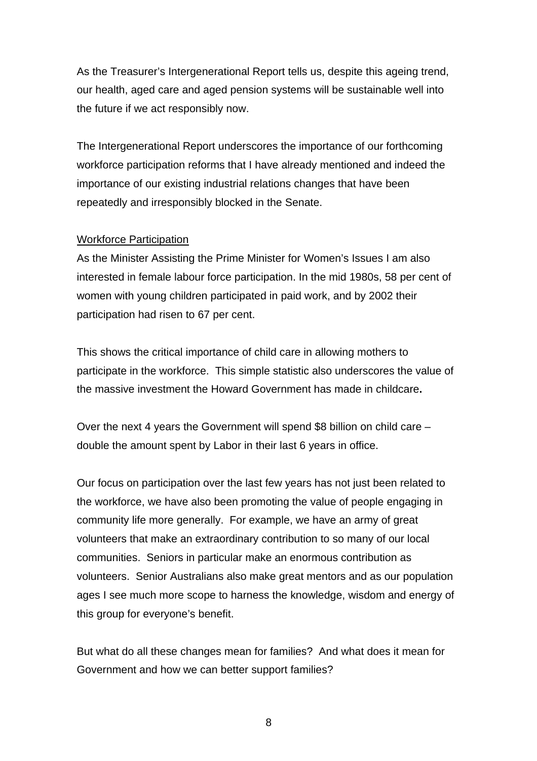As the Treasurer's Intergenerational Report tells us, despite this ageing trend, our health, aged care and aged pension systems will be sustainable well into the future if we act responsibly now.

The Intergenerational Report underscores the importance of our forthcoming workforce participation reforms that I have already mentioned and indeed the importance of our existing industrial relations changes that have been repeatedly and irresponsibly blocked in the Senate.

<u>Workforce Participation</u>

As the Minister Assisting the Prime Minister for Women's Issues I am also interested in female labour force participation. In the mid 1980s, 58 per cent of women with young children participated in paid work, and by 2002 their participation had risen to 67 per cent.

This shows the critical importance of child care in allowing mothers to participate in the workforce. This simple statistic also underscores the value of the massive investment the Howard Government has made in childcare**.**

Over the next 4 years the Government will spend $8 billion on child care – double the amount spent by Labor in their last 6 years in office.

Our focus on participation over the last few years has not just been related to the workforce, we have also been promoting the value of people engaging in community life more generally. For example, we have an army of great volunteers that make an extraordinary contribution to so many of our local communities. Seniors in particular make an enormous contribution as volunteers. Senior Australians also make great mentors and as our population ages I see much more scope to harness the knowledge, wisdom and energy of this group for everyone's benefit.

But what do all these changes mean for families? And what does it mean for Government and how we can better support families?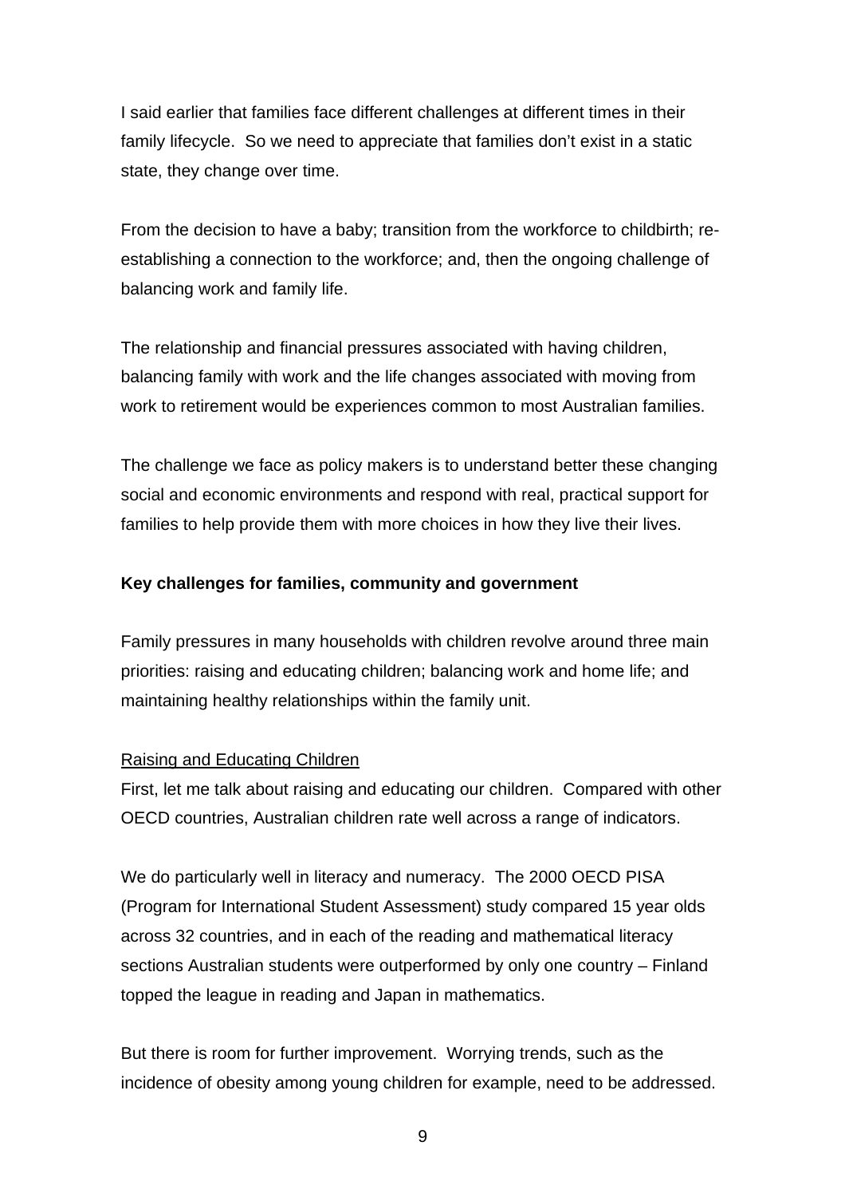I said earlier that families face different challenges at different times in their family lifecycle. So we need to appreciate that families don't exist in a static state, they change over time.

From the decision to have a baby; transition from the workforce to childbirth; re-establishing a connection to the workforce; and, then the ongoing challenge of balancing work and family life.

The relationship and financial pressures associated with having children, balancing family with work and the life changes associated with moving from work to retirement would be experiences common to most Australian families.

The challenge we face as policy makers is to understand better these changing social and economic environments and respond with real, practical support for families to help provide them with more choices in how they live their lives.

**Key challenges for families, community and government**

Family pressures in many households with children revolve around three main priorities: raising and educating children; balancing work and home life; and maintaining healthy relationships within the family unit.

<u>Raising and Educating Children</u>

First, let me talk about raising and educating our children. Compared with other OECD countries, Australian children rate well across a range of indicators.

We do particularly well in literacy and numeracy. The 2000 OECD PISA (Program for International Student Assessment) study compared 15 year olds across 32 countries, and in each of the reading and mathematical literacy sections Australian students were outperformed by only one country – Finland topped the league in reading and Japan in mathematics.

But there is room for further improvement. Worrying trends, such as the incidence of obesity among young children for example, need to be addressed.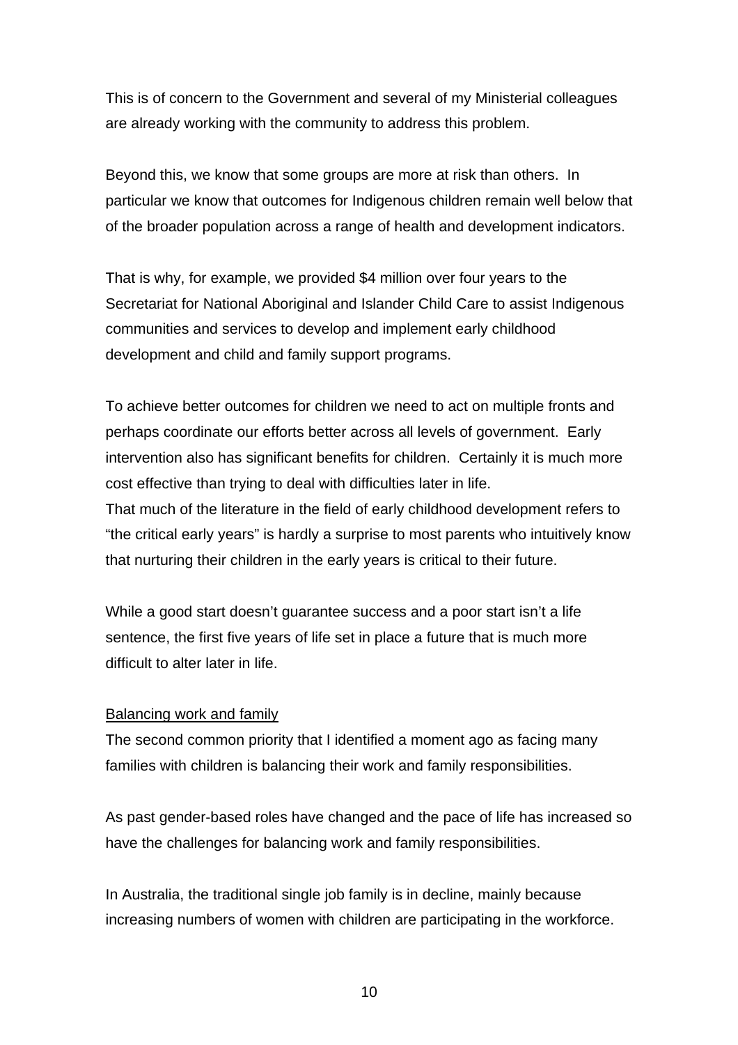This is of concern to the Government and several of my Ministerial colleagues are already working with the community to address this problem.

Beyond this, we know that some groups are more at risk than others. In particular we know that outcomes for Indigenous children remain well below that of the broader population across a range of health and development indicators.

That is why, for example, we provided $4 million over four years to the Secretariat for National Aboriginal and Islander Child Care to assist Indigenous communities and services to develop and implement early childhood development and child and family support programs.

To achieve better outcomes for children we need to act on multiple fronts and perhaps coordinate our efforts better across all levels of government. Early intervention also has significant benefits for children. Certainly it is much more cost effective than trying to deal with difficulties later in life.
That much of the literature in the field of early childhood development refers to “the critical early years” is hardly a surprise to most parents who intuitively know that nurturing their children in the early years is critical to their future.

While a good start doesn’t guarantee success and a poor start isn’t a life sentence, the first five years of life set in place a future that is much more difficult to alter later in life.

<u>Balancing work and family</u>

The second common priority that I identified a moment ago as facing many families with children is balancing their work and family responsibilities.

As past gender-based roles have changed and the pace of life has increased so have the challenges for balancing work and family responsibilities.

In Australia, the traditional single job family is in decline, mainly because increasing numbers of women with children are participating in the workforce.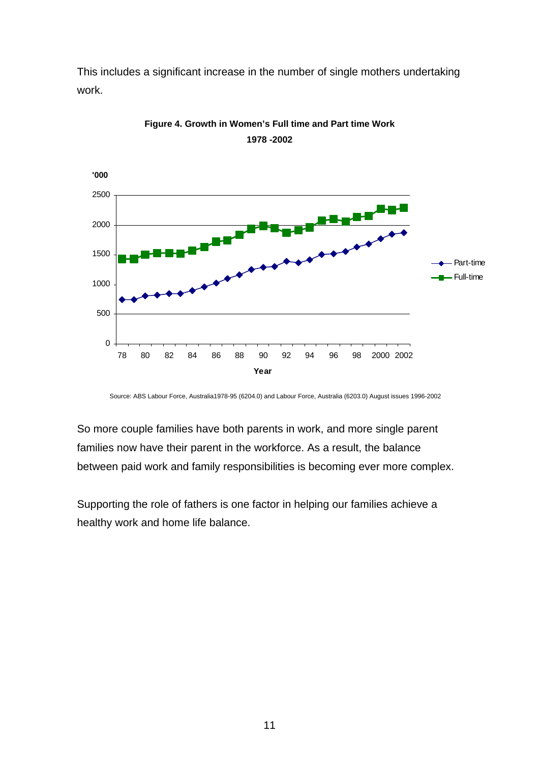This includes a significant increase in the number of single mothers undertaking work.

**Figure 4. Growth in Women's Full time and Part time Work 1978 -2002**

Source: ABS Labour Force, Australia1978-95 (6204.0) and Labour Force, Australia (6203.0) August issues 1996-2002

So more couple families have both parents in work, and more single parent families now have their parent in the workforce. As a result, the balance between paid work and family responsibilities is becoming ever more complex.

Supporting the role of fathers is one factor in helping our families achieve a healthy work and home life balance.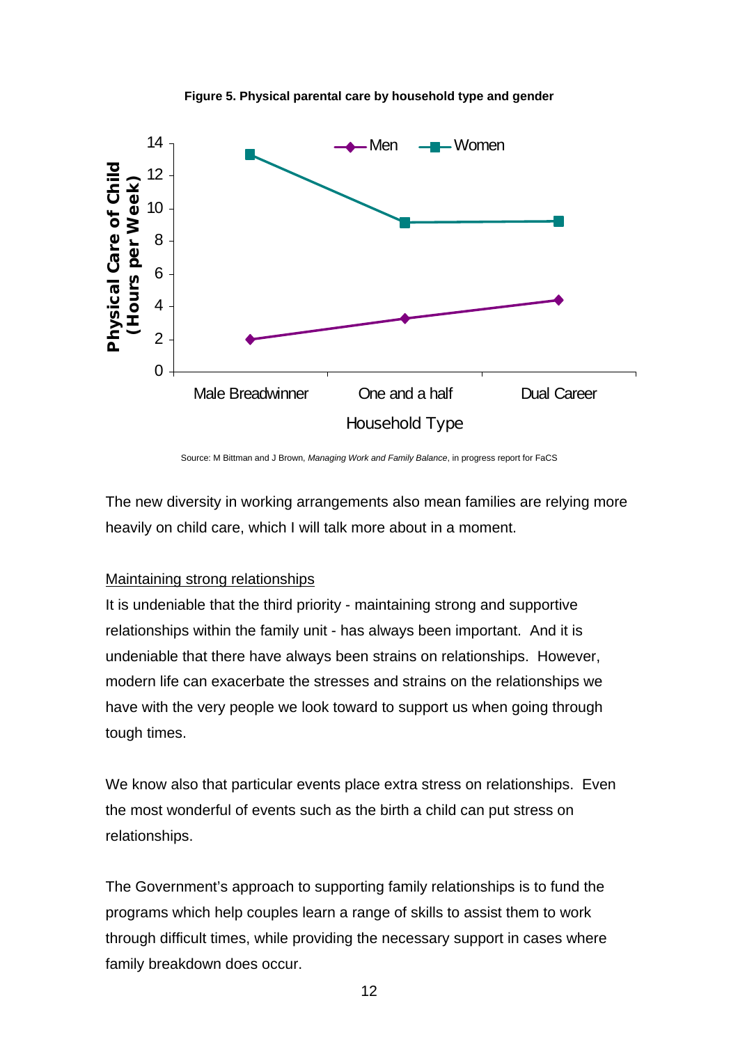**Figure 5. Physical parental care by household type and gender**

Source: M Bittman and J Brown, *Managing Work and Family Balance*, in progress report for FaCS

The new diversity in working arrangements also mean families are relying more heavily on child care, which I will talk more about in a moment.

Maintaining strong relationships

It is undeniable that the third priority - maintaining strong and supportive relationships within the family unit - has always been important. And it is undeniable that there have always been strains on relationships. However, modern life can exacerbate the stresses and strains on the relationships we have with the very people we look toward to support us when going through tough times.

We know also that particular events place extra stress on relationships. Even the most wonderful of events such as the birth a child can put stress on relationships.

The Government's approach to supporting family relationships is to fund the programs which help couples learn a range of skills to assist them to work through difficult times, while providing the necessary support in cases where family breakdown does occur.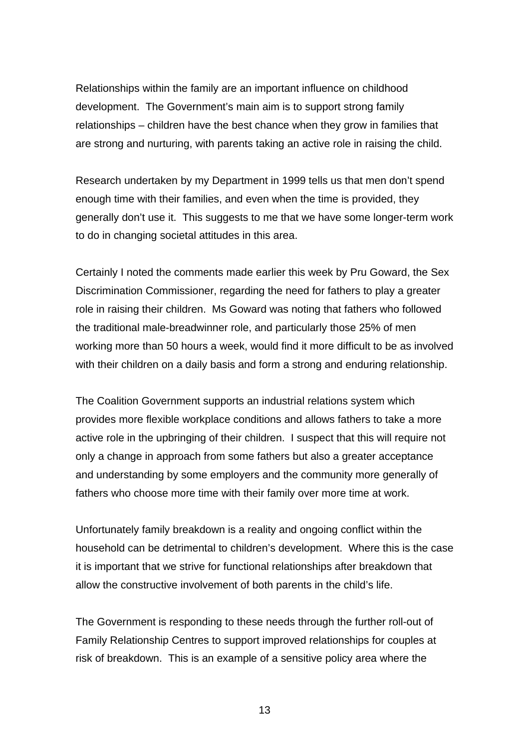Relationships within the family are an important influence on childhood development.  The Government's main aim is to support strong family relationships – children have the best chance when they grow in families that are strong and nurturing, with parents taking an active role in raising the child.

Research undertaken by my Department in 1999 tells us that men don't spend enough time with their families, and even when the time is provided, they generally don't use it.  This suggests to me that we have some longer-term work to do in changing societal attitudes in this area.

Certainly I noted the comments made earlier this week by Pru Goward, the Sex Discrimination Commissioner, regarding the need for fathers to play a greater role in raising their children.  Ms Goward was noting that fathers who followed the traditional male-breadwinner role, and particularly those 25% of men working more than 50 hours a week, would find it more difficult to be as involved with their children on a daily basis and form a strong and enduring relationship.

The Coalition Government supports an industrial relations system which provides more flexible workplace conditions and allows fathers to take a more active role in the upbringing of their children.  I suspect that this will require not only a change in approach from some fathers but also a greater acceptance and understanding by some employers and the community more generally of fathers who choose more time with their family over more time at work.

Unfortunately family breakdown is a reality and ongoing conflict within the household can be detrimental to children's development.  Where this is the case it is important that we strive for functional relationships after breakdown that allow the constructive involvement of both parents in the child's life.

The Government is responding to these needs through the further roll-out of Family Relationship Centres to support improved relationships for couples at risk of breakdown.  This is an example of a sensitive policy area where the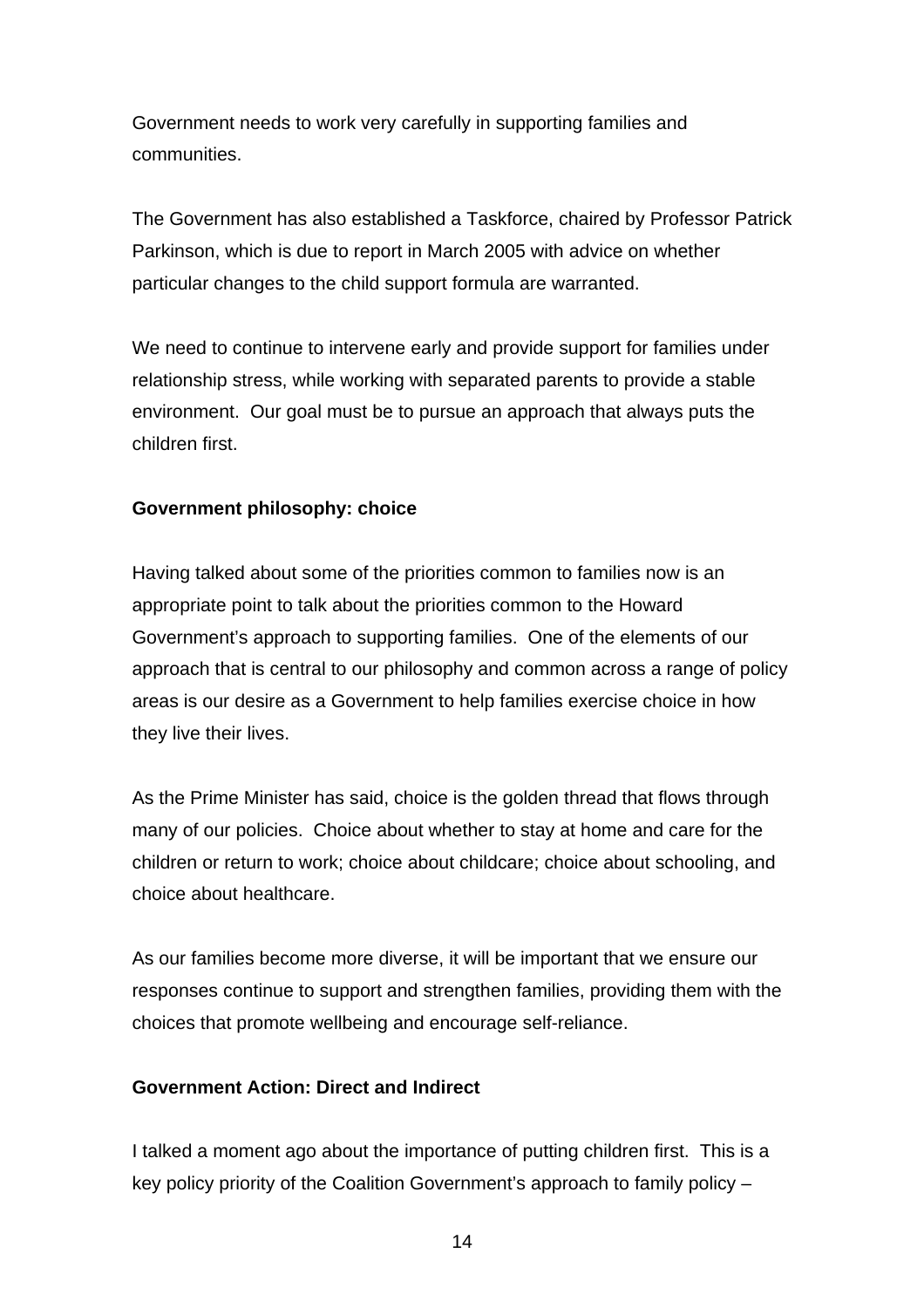Government needs to work very carefully in supporting families and communities.

The Government has also established a Taskforce, chaired by Professor Patrick Parkinson, which is due to report in March 2005 with advice on whether particular changes to the child support formula are warranted.

We need to continue to intervene early and provide support for families under relationship stress, while working with separated parents to provide a stable environment.  Our goal must be to pursue an approach that always puts the children first.

**Government philosophy: choice**

Having talked about some of the priorities common to families now is an appropriate point to talk about the priorities common to the Howard Government's approach to supporting families.  One of the elements of our approach that is central to our philosophy and common across a range of policy areas is our desire as a Government to help families exercise choice in how they live their lives.

As the Prime Minister has said, choice is the golden thread that flows through many of our policies.  Choice about whether to stay at home and care for the children or return to work; choice about childcare; choice about schooling, and choice about healthcare.

As our families become more diverse, it will be important that we ensure our responses continue to support and strengthen families, providing them with the choices that promote wellbeing and encourage self-reliance.

**Government Action: Direct and Indirect**

I talked a moment ago about the importance of putting children first.  This is a key policy priority of the Coalition Government's approach to family policy –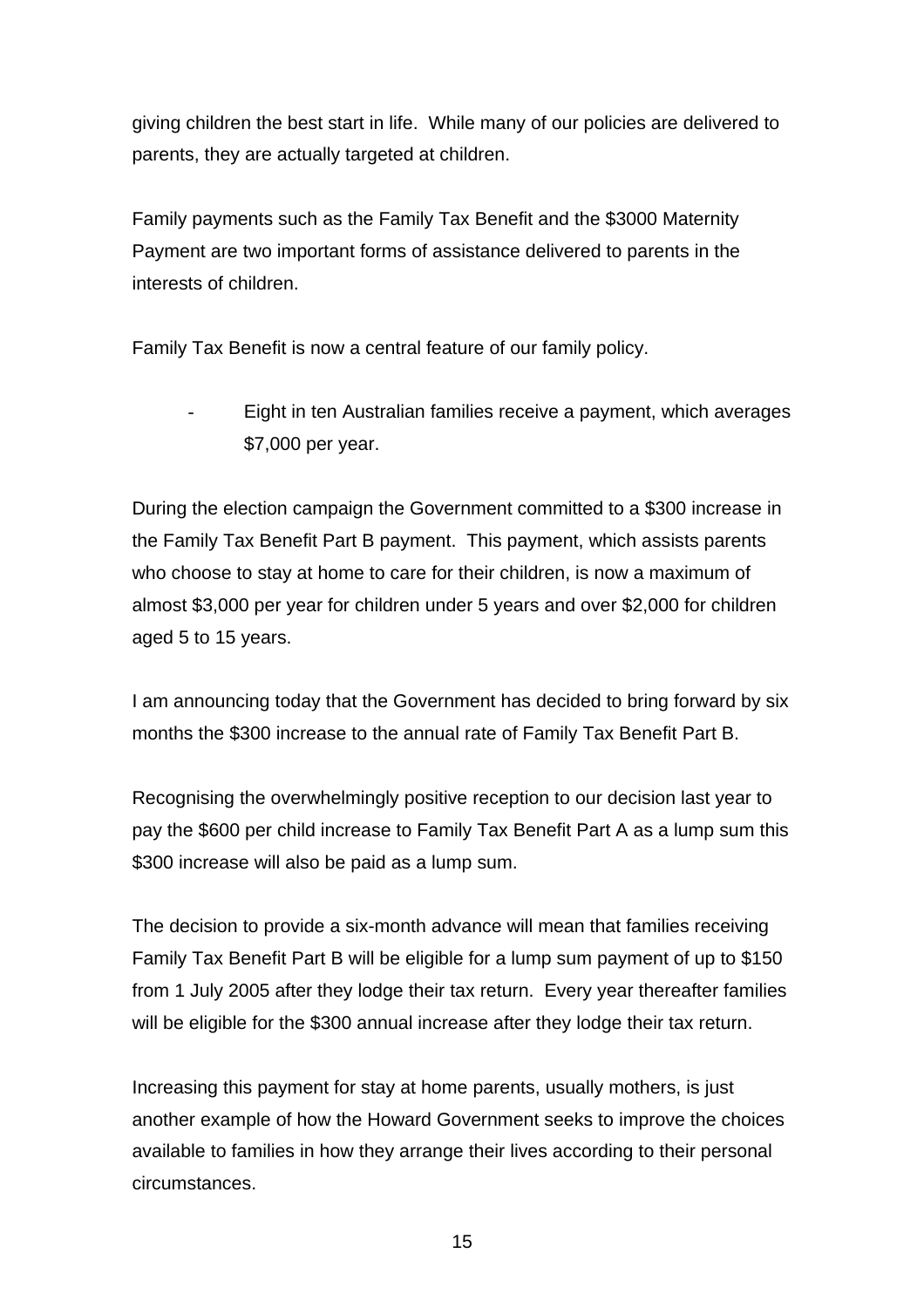giving children the best start in life. While many of our policies are delivered to parents, they are actually targeted at children.

Family payments such as the Family Tax Benefit and the $3000 Maternity Payment are two important forms of assistance delivered to parents in the interests of children.

Family Tax Benefit is now a central feature of our family policy.

- Eight in ten Australian families receive a payment, which averages $7,000 per year.

During the election campaign the Government committed to a $300 increase in the Family Tax Benefit Part B payment. This payment, which assists parents who choose to stay at home to care for their children, is now a maximum of almost $3,000 per year for children under 5 years and over $2,000 for children aged 5 to 15 years.

I am announcing today that the Government has decided to bring forward by six months the $300 increase to the annual rate of Family Tax Benefit Part B.

Recognising the overwhelmingly positive reception to our decision last year to pay the $600 per child increase to Family Tax Benefit Part A as a lump sum this $300 increase will also be paid as a lump sum.

The decision to provide a six-month advance will mean that families receiving Family Tax Benefit Part B will be eligible for a lump sum payment of up to $150 from 1 July 2005 after they lodge their tax return. Every year thereafter families will be eligible for the $300 annual increase after they lodge their tax return.

Increasing this payment for stay at home parents, usually mothers, is just another example of how the Howard Government seeks to improve the choices available to families in how they arrange their lives according to their personal circumstances.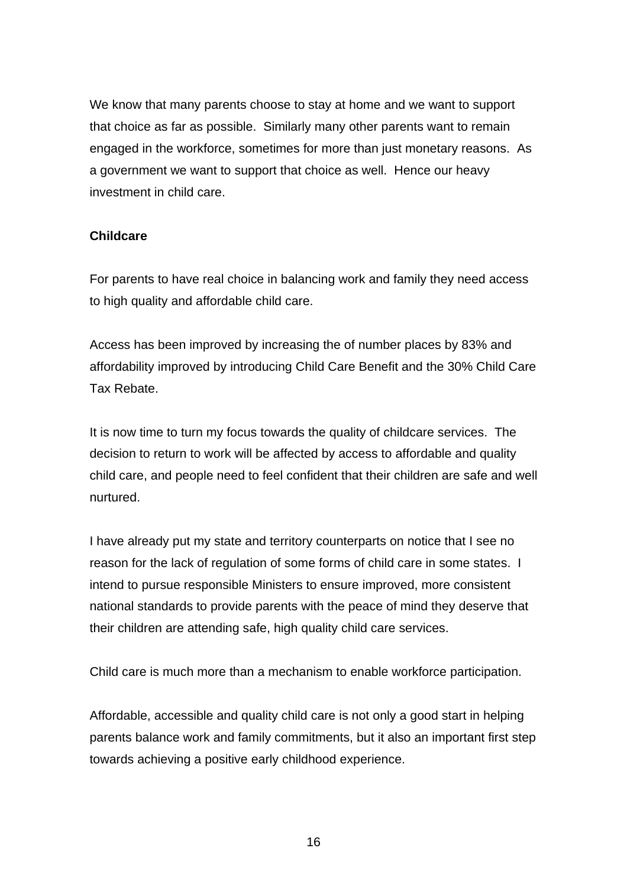We know that many parents choose to stay at home and we want to support that choice as far as possible. Similarly many other parents want to remain engaged in the workforce, sometimes for more than just monetary reasons. As a government we want to support that choice as well. Hence our heavy investment in child care.

**Childcare**

For parents to have real choice in balancing work and family they need access to high quality and affordable child care.

Access has been improved by increasing the of number places by 83% and affordability improved by introducing Child Care Benefit and the 30% Child Care Tax Rebate.

It is now time to turn my focus towards the quality of childcare services. The decision to return to work will be affected by access to affordable and quality child care, and people need to feel confident that their children are safe and well nurtured.

I have already put my state and territory counterparts on notice that I see no reason for the lack of regulation of some forms of child care in some states. I intend to pursue responsible Ministers to ensure improved, more consistent national standards to provide parents with the peace of mind they deserve that their children are attending safe, high quality child care services.

Child care is much more than a mechanism to enable workforce participation.

Affordable, accessible and quality child care is not only a good start in helping parents balance work and family commitments, but it also an important first step towards achieving a positive early childhood experience.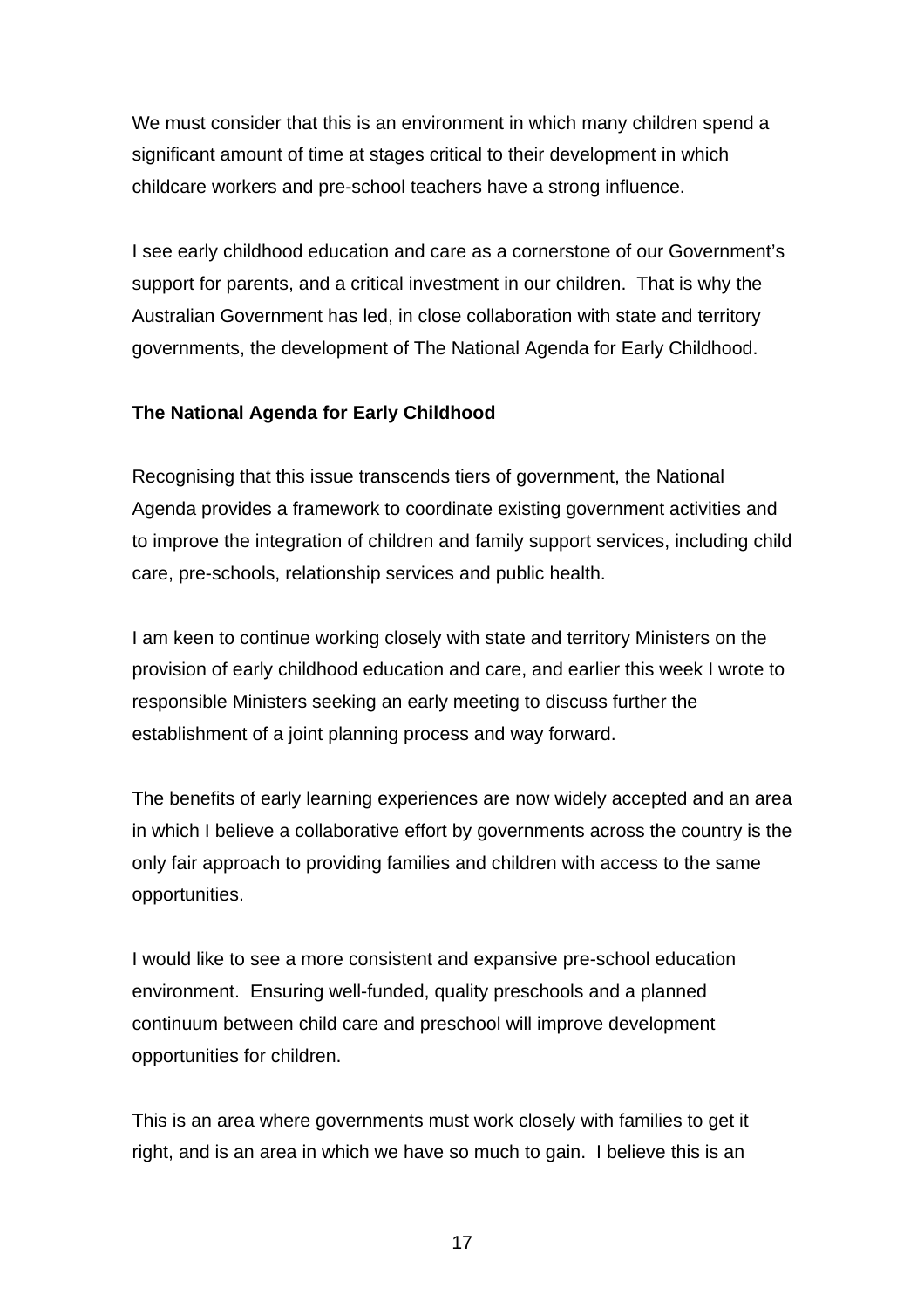We must consider that this is an environment in which many children spend a significant amount of time at stages critical to their development in which childcare workers and pre-school teachers have a strong influence.

I see early childhood education and care as a cornerstone of our Government's support for parents, and a critical investment in our children. That is why the Australian Government has led, in close collaboration with state and territory governments, the development of The National Agenda for Early Childhood.

**The National Agenda for Early Childhood**

Recognising that this issue transcends tiers of government, the National Agenda provides a framework to coordinate existing government activities and to improve the integration of children and family support services, including child care, pre-schools, relationship services and public health.

I am keen to continue working closely with state and territory Ministers on the provision of early childhood education and care, and earlier this week I wrote to responsible Ministers seeking an early meeting to discuss further the establishment of a joint planning process and way forward.

The benefits of early learning experiences are now widely accepted and an area in which I believe a collaborative effort by governments across the country is the only fair approach to providing families and children with access to the same opportunities.

I would like to see a more consistent and expansive pre-school education environment. Ensuring well-funded, quality preschools and a planned continuum between child care and preschool will improve development opportunities for children.

This is an area where governments must work closely with families to get it right, and is an area in which we have so much to gain. I believe this is an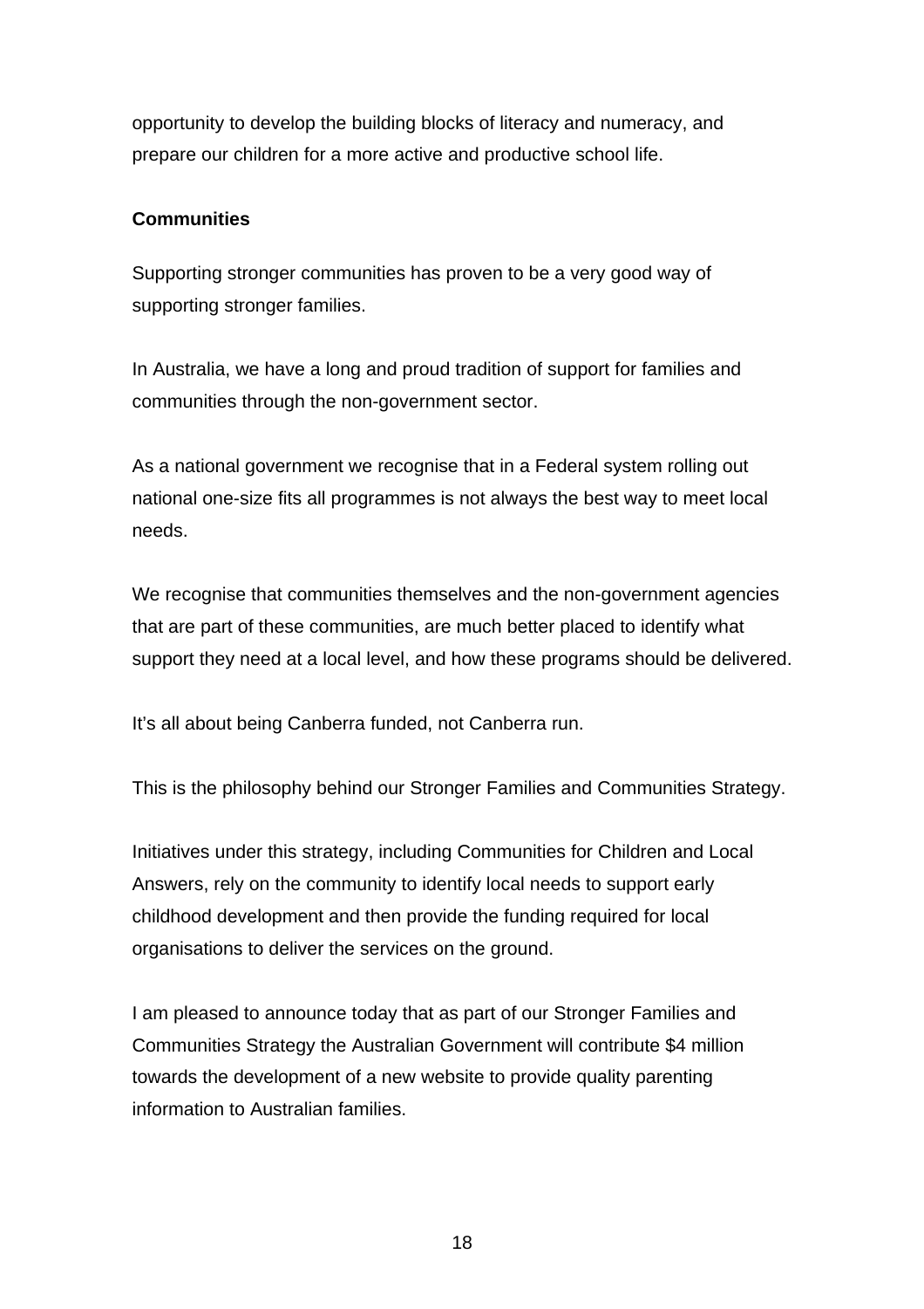opportunity to develop the building blocks of literacy and numeracy, and prepare our children for a more active and productive school life.

**Communities**

Supporting stronger communities has proven to be a very good way of supporting stronger families.

In Australia, we have a long and proud tradition of support for families and communities through the non-government sector.

As a national government we recognise that in a Federal system rolling out national one-size fits all programmes is not always the best way to meet local needs.

We recognise that communities themselves and the non-government agencies that are part of these communities, are much better placed to identify what support they need at a local level, and how these programs should be delivered.

It's all about being Canberra funded, not Canberra run.

This is the philosophy behind our Stronger Families and Communities Strategy.

Initiatives under this strategy, including Communities for Children and Local Answers, rely on the community to identify local needs to support early childhood development and then provide the funding required for local organisations to deliver the services on the ground.

I am pleased to announce today that as part of our Stronger Families and Communities Strategy the Australian Government will contribute $4 million towards the development of a new website to provide quality parenting information to Australian families.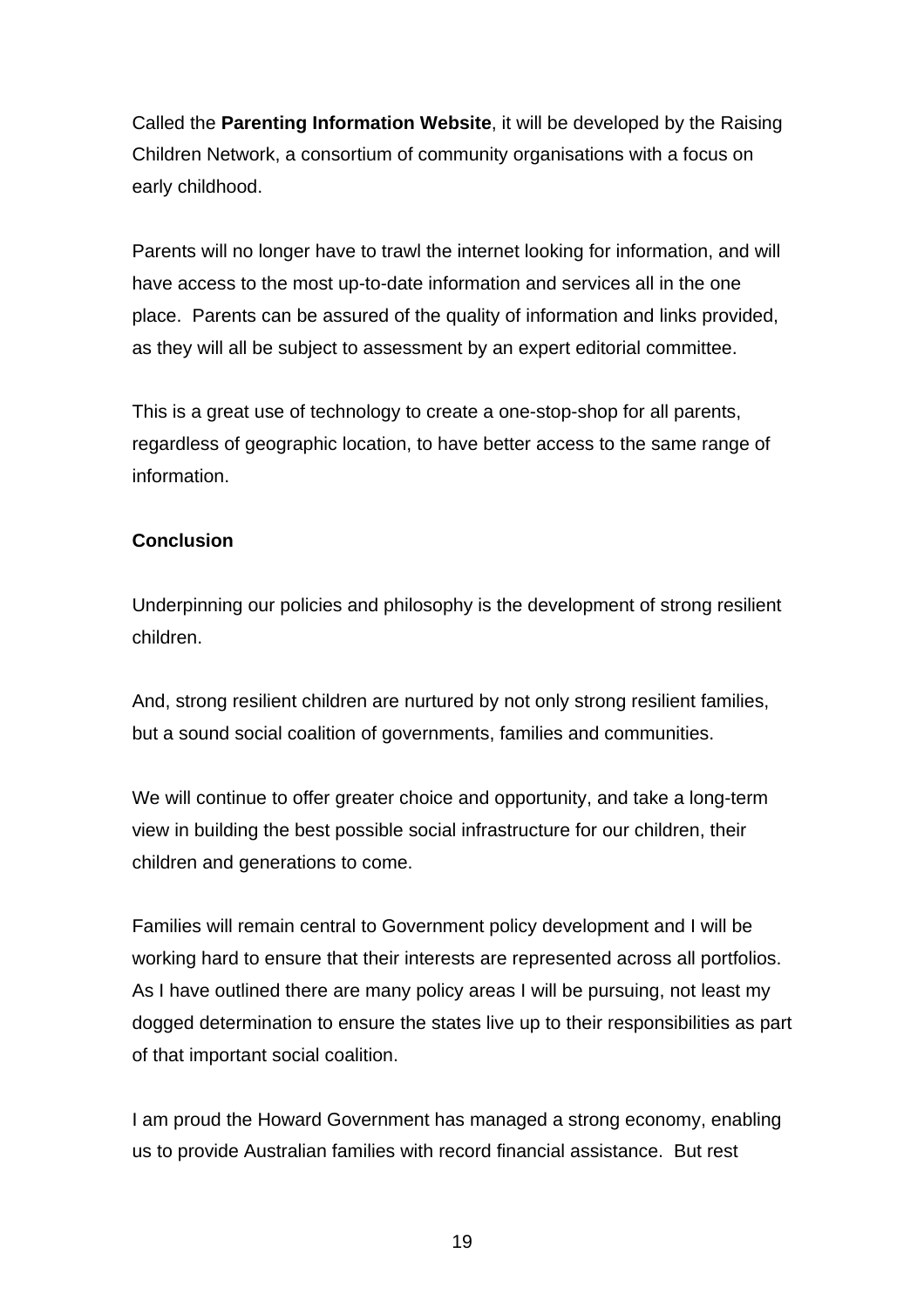Called the **Parenting Information Website**, it will be developed by the Raising Children Network, a consortium of community organisations with a focus on early childhood.

Parents will no longer have to trawl the internet looking for information, and will have access to the most up-to-date information and services all in the one place.  Parents can be assured of the quality of information and links provided, as they will all be subject to assessment by an expert editorial committee.

This is a great use of technology to create a one-stop-shop for all parents, regardless of geographic location, to have better access to the same range of information.

**Conclusion**

Underpinning our policies and philosophy is the development of strong resilient children.

And, strong resilient children are nurtured by not only strong resilient families, but a sound social coalition of governments, families and communities.

We will continue to offer greater choice and opportunity, and take a long-term view in building the best possible social infrastructure for our children, their children and generations to come.

Families will remain central to Government policy development and I will be working hard to ensure that their interests are represented across all portfolios. As I have outlined there are many policy areas I will be pursuing, not least my dogged determination to ensure the states live up to their responsibilities as part of that important social coalition.

I am proud the Howard Government has managed a strong economy, enabling us to provide Australian families with record financial assistance.  But rest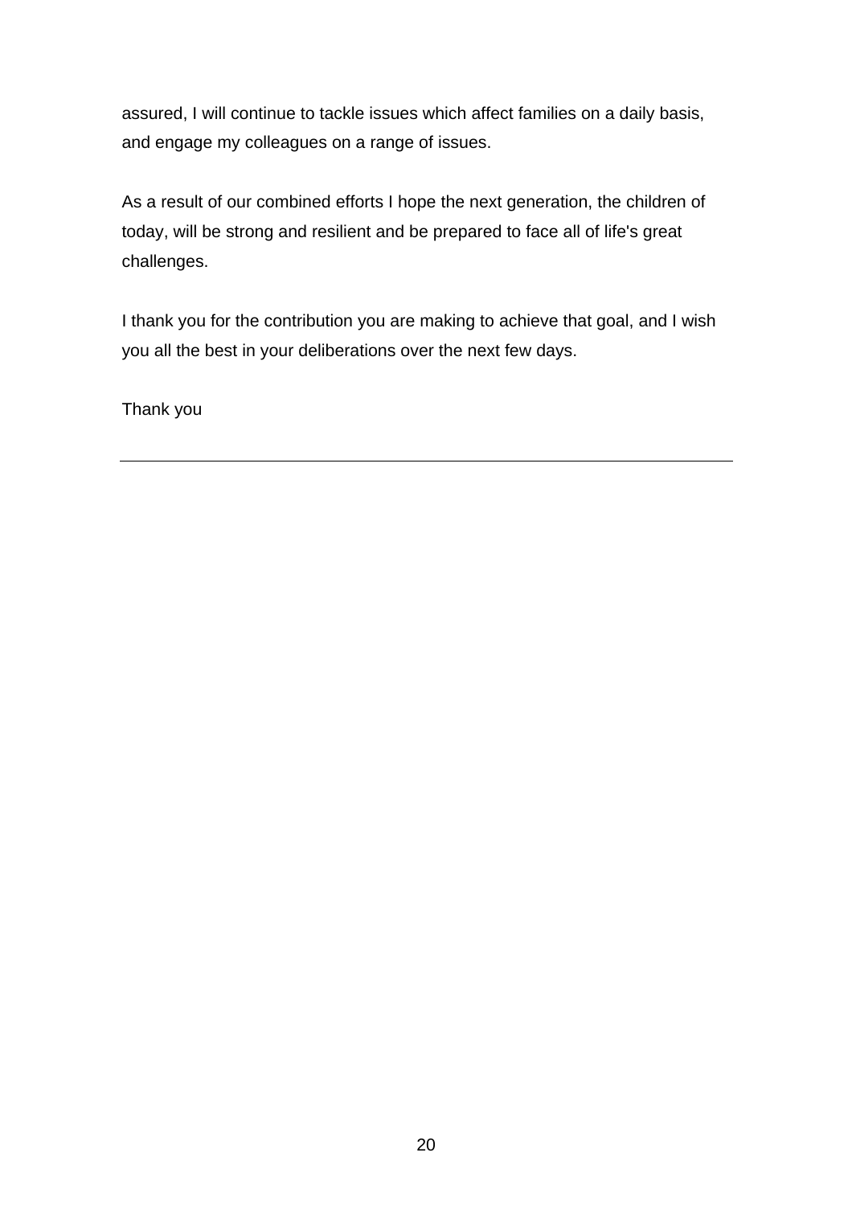assured, I will continue to tackle issues which affect families on a daily basis, and engage my colleagues on a range of issues.

As a result of our combined efforts I hope the next generation, the children of today, will be strong and resilient and be prepared to face all of life's great challenges.

I thank you for the contribution you are making to achieve that goal, and I wish you all the best in your deliberations over the next few days.

Thank you

---